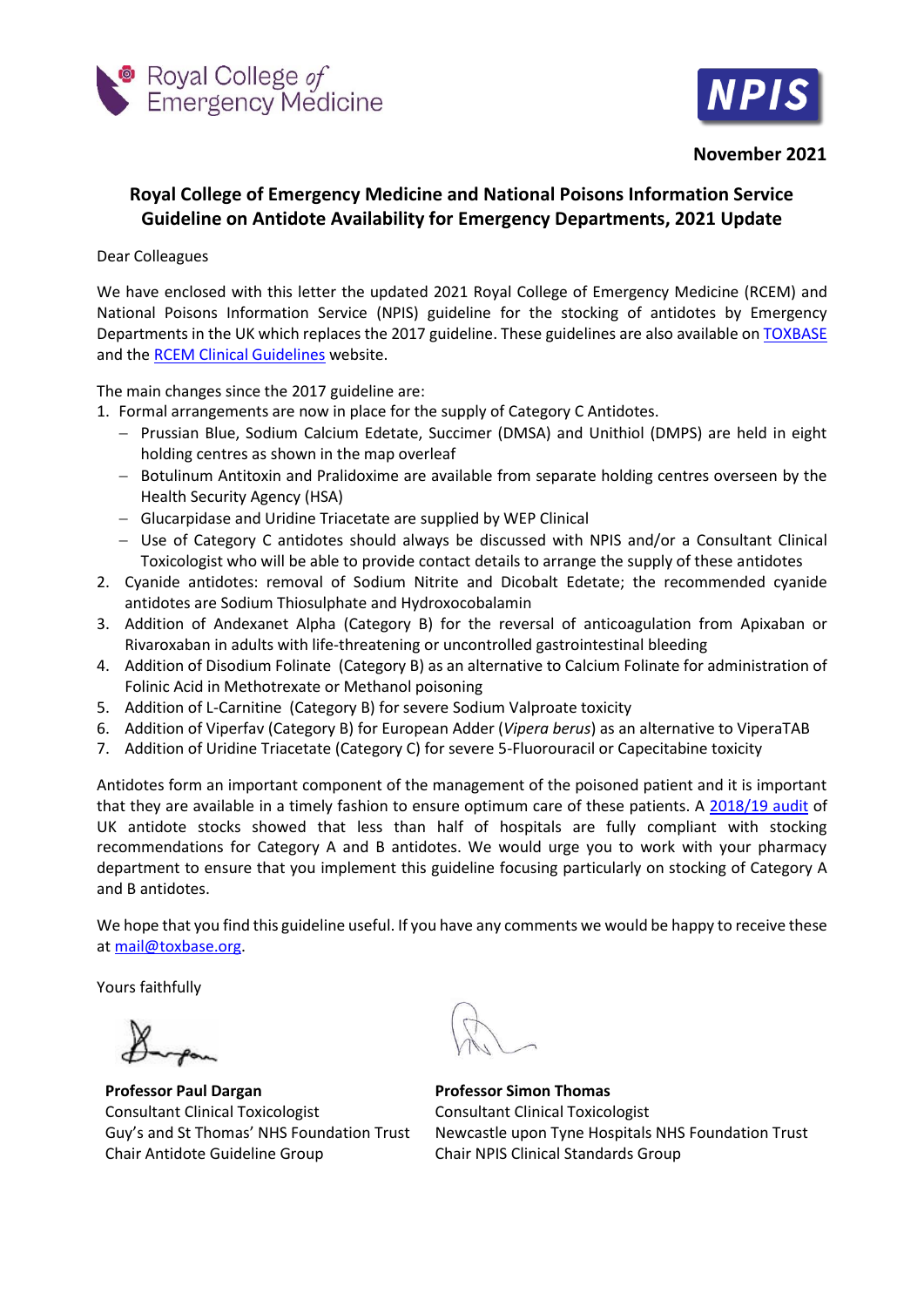Royal College *of* Emergency Medicine

NPIS

**November 2021**

## Royal College of Emergency Medicine and National Poisons Information Service Guideline on Antidote Availability for Emergency Departments, 2021 Update

Dear Colleagues

We have enclosed with this letter the updated 2021 Royal College of Emergency Medicine (RCEM) and National Poisons Information Service (NPIS) guideline for the stocking of antidotes by Emergency Departments in the UK which replaces the 2017 guideline. These guidelines are also available on TOXBASE and the RCEM Clinical Guidelines website.

The main changes since the 2017 guideline are:

1. Formal arrangements are now in place for the supply of Category C Antidotes.
   - Prussian Blue, Sodium Calcium Edetate, Succimer (DMSA) and Unithiol (DMPS) are held in eight holding centres as shown in the map overleaf
   - Botulinum Antitoxin and Pralidoxime are available from separate holding centres overseen by the Health Security Agency (HSA)
   - Glucarpidase and Uridine Triacetate are supplied by WEP Clinical
   - Use of Category C antidotes should always be discussed with NPIS and/or a Consultant Clinical Toxicologist who will be able to provide contact details to arrange the supply of these antidotes
2. Cyanide antidotes: removal of Sodium Nitrite and Dicobalt Edetate; the recommended cyanide antidotes are Sodium Thiosulphate and Hydroxocobalamin
3. Addition of Andexanet Alpha (Category B) for the reversal of anticoagulation from Apixaban or Rivaroxaban in adults with life-threatening or uncontrolled gastrointestinal bleeding
4. Addition of Disodium Folinate (Category B) as an alternative to Calcium Folinate for administration of Folinic Acid in Methotrexate or Methanol poisoning
5. Addition of L-Carnitine (Category B) for severe Sodium Valproate toxicity
6. Addition of Viperfav (Category B) for European Adder (*Vipera berus*) as an alternative to ViperaTAB
7. Addition of Uridine Triacetate (Category C) for severe 5-Fluorouracil or Capecitabine toxicity

Antidotes form an important component of the management of the poisoned patient and it is important that they are available in a timely fashion to ensure optimum care of these patients. A 2018/19 audit of UK antidote stocks showed that less than half of hospitals are fully compliant with stocking recommendations for Category A and B antidotes. We would urge you to work with your pharmacy department to ensure that you implement this guideline focusing particularly on stocking of Category A and B antidotes.

We hope that you find this guideline useful. If you have any comments we would be happy to receive these at mail@toxbase.org.

Yours faithfully

**Professor Paul Dargan**
Consultant Clinical Toxicologist
Guy's and St Thomas' NHS Foundation Trust
Chair Antidote Guideline Group

**Professor Simon Thomas**
Consultant Clinical Toxicologist
Newcastle upon Tyne Hospitals NHS Foundation Trust
Chair NPIS Clinical Standards Group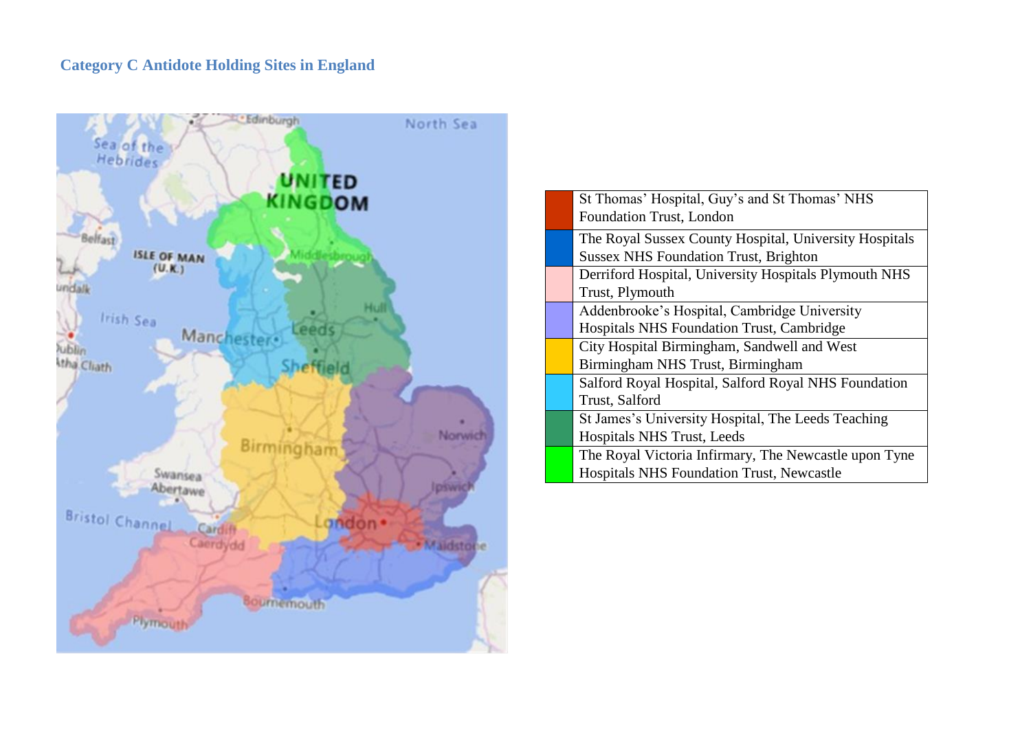## Category C Antidote Holding Sites in England

| | |
|---|---|
| | St Thomas' Hospital, Guy's and St Thomas' NHS Foundation Trust, London |
| | The Royal Sussex County Hospital, University Hospitals Sussex NHS Foundation Trust, Brighton |
| | Derriford Hospital, University Hospitals Plymouth NHS Trust, Plymouth |
| | Addenbrooke's Hospital, Cambridge University Hospitals NHS Foundation Trust, Cambridge |
| | City Hospital Birmingham, Sandwell and West Birmingham NHS Trust, Birmingham |
| | Salford Royal Hospital, Salford Royal NHS Foundation Trust, Salford |
| | St James's University Hospital, The Leeds Teaching Hospitals NHS Trust, Leeds |
| | The Royal Victoria Infirmary, The Newcastle upon Tyne Hospitals NHS Foundation Trust, Newcastle |